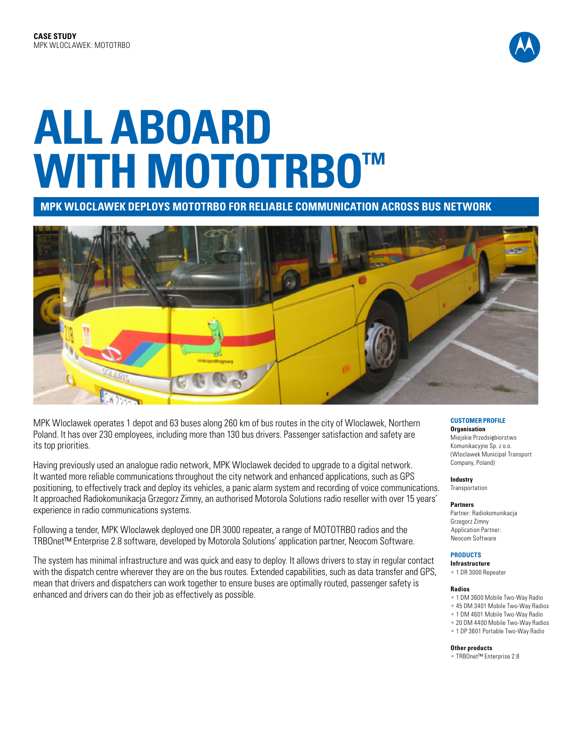**CASE STUDY**
MPK WLOCLAWEK: MOTOTRBO

# ALL ABOARD WITH MOTOTRBO™

## MPK WLOCLAWEK DEPLOYS MOTOTRBO FOR RELIABLE COMMUNICATION ACROSS BUS NETWORK

MPK Wloclawek operates 1 depot and 63 buses along 260 km of bus routes in the city of Wloclawek, Northern Poland. It has over 230 employees, including more than 130 bus drivers. Passenger satisfaction and safety are its top priorities.

Having previously used an analogue radio network, MPK Wloclawek decided to upgrade to a digital network. It wanted more reliable communications throughout the city network and enhanced applications, such as GPS positioning, to effectively track and deploy its vehicles, a panic alarm system and recording of voice communications. It approached Radiokomunikacja Grzegorz Zimny, an authorised Motorola Solutions radio reseller with over 15 years' experience in radio communications systems.

Following a tender, MPK Wloclawek deployed one DR 3000 repeater, a range of MOTOTRBO radios and the TRBOnet™ Enterprise 2.8 software, developed by Motorola Solutions' application partner, Neocom Software.

The system has minimal infrastructure and was quick and easy to deploy. It allows drivers to stay in regular contact with the dispatch centre wherever they are on the bus routes. Extended capabilities, such as data transfer and GPS, mean that drivers and dispatchers can work together to ensure buses are optimally routed, passenger safety is enhanced and drivers can do their job as effectively as possible.

### CUSTOMER PROFILE

**Organisation**
Miejskie Przedsiębiorstwo Komunikacyjne Sp. z o.o. (Wloclawek Municipal Transport Company, Poland)

**Industry**
Transportation

**Partners**
Partner: Radiokomunikacja Grzegorz Zimny
Application Partner: Neocom Software

### PRODUCTS

**Infrastructure**
- 1 DR 3000 Repeater

**Radios**
- 1 DM 3600 Mobile Two-Way Radio
- 45 DM 3401 Mobile Two-Way Radios
- 1 DM 4601 Mobile Two-Way Radio
- 20 DM 4400 Mobile Two-Way Radios
- 1 DP 3601 Portable Two-Way Radio

**Other products**
- TRBOnet™ Enterprise 2.8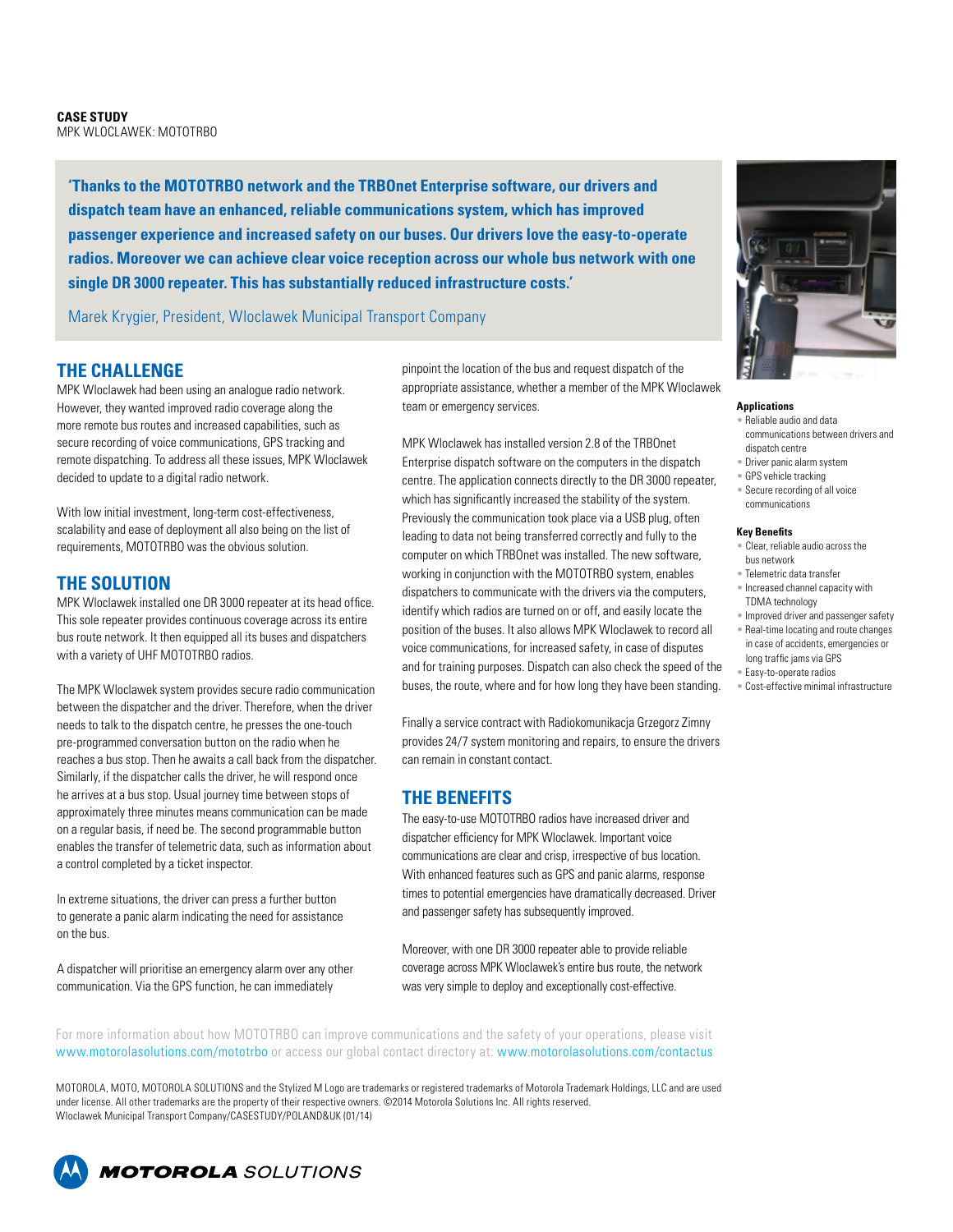**CASE STUDY**
MPK WLOCLAWEK: MOTOTRBO

**'Thanks to the MOTOTRBO network and the TRBOnet Enterprise software, our drivers and dispatch team have an enhanced, reliable communications system, which has improved passenger experience and increased safety on our buses. Our drivers love the easy-to-operate radios. Moreover we can achieve clear voice reception across our whole bus network with one single DR 3000 repeater. This has substantially reduced infrastructure costs.'**

Marek Krygier, President, Wloclawek Municipal Transport Company

## THE CHALLENGE

MPK Wloclawek had been using an analogue radio network. However, they wanted improved radio coverage along the more remote bus routes and increased capabilities, such as secure recording of voice communications, GPS tracking and remote dispatching. To address all these issues, MPK Wloclawek decided to update to a digital radio network.

With low initial investment, long-term cost-effectiveness, scalability and ease of deployment all also being on the list of requirements, MOTOTRBO was the obvious solution.

## THE SOLUTION

MPK Wloclawek installed one DR 3000 repeater at its head office. This sole repeater provides continuous coverage across its entire bus route network. It then equipped all its buses and dispatchers with a variety of UHF MOTOTRBO radios.

The MPK Wloclawek system provides secure radio communication between the dispatcher and the driver. Therefore, when the driver needs to talk to the dispatch centre, he presses the one-touch pre-programmed conversation button on the radio when he reaches a bus stop. Then he awaits a call back from the dispatcher. Similarly, if the dispatcher calls the driver, he will respond once he arrives at a bus stop. Usual journey time between stops of approximately three minutes means communication can be made on a regular basis, if need be. The second programmable button enables the transfer of telemetric data, such as information about a control completed by a ticket inspector.

In extreme situations, the driver can press a further button to generate a panic alarm indicating the need for assistance on the bus.

A dispatcher will prioritise an emergency alarm over any other communication. Via the GPS function, he can immediately pinpoint the location of the bus and request dispatch of the appropriate assistance, whether a member of the MPK Wloclawek team or emergency services.

MPK Wloclawek has installed version 2.8 of the TRBOnet Enterprise dispatch software on the computers in the dispatch centre. The application connects directly to the DR 3000 repeater, which has significantly increased the stability of the system. Previously the communication took place via a USB plug, often leading to data not being transferred correctly and fully to the computer on which TRBOnet was installed. The new software, working in conjunction with the MOTOTRBO system, enables dispatchers to communicate with the drivers via the computers, identify which radios are turned on or off, and easily locate the position of the buses. It also allows MPK Wloclawek to record all voice communications, for increased safety, in case of disputes and for training purposes. Dispatch can also check the speed of the buses, the route, where and for how long they have been standing.

Finally a service contract with Radiokomunikacja Grzegorz Zimny provides 24/7 system monitoring and repairs, to ensure the drivers can remain in constant contact.

## THE BENEFITS

The easy-to-use MOTOTRBO radios have increased driver and dispatcher efficiency for MPK Wloclawek. Important voice communications are clear and crisp, irrespective of bus location. With enhanced features such as GPS and panic alarms, response times to potential emergencies have dramatically decreased. Driver and passenger safety has subsequently improved.

Moreover, with one DR 3000 repeater able to provide reliable coverage across MPK Wloclawek's entire bus route, the network was very simple to deploy and exceptionally cost-effective.

**Applications**

- Reliable audio and data communications between drivers and dispatch centre
- Driver panic alarm system
- GPS vehicle tracking
- Secure recording of all voice communications

**Key Benefits**

- Clear, reliable audio across the bus network
- Telemetric data transfer
- Increased channel capacity with TDMA technology
- Improved driver and passenger safety
- Real-time locating and route changes in case of accidents, emergencies or long traffic jams via GPS
- Easy-to-operate radios
- Cost-effective minimal infrastructure

For more information about how MOTOTRBO can improve communications and the safety of your operations, please visit www.motorolasolutions.com/mototrbo or access our global contact directory at: www.motorolasolutions.com/contactus

MOTOROLA, MOTO, MOTOROLA SOLUTIONS and the Stylized M Logo are trademarks or registered trademarks of Motorola Trademark Holdings, LLC and are used under license. All other trademarks are the property of their respective owners. ©2014 Motorola Solutions Inc. All rights reserved.
Wloclawek Municipal Transport Company/CASESTUDY/POLAND&UK (01/14)

MOTOROLA SOLUTIONS